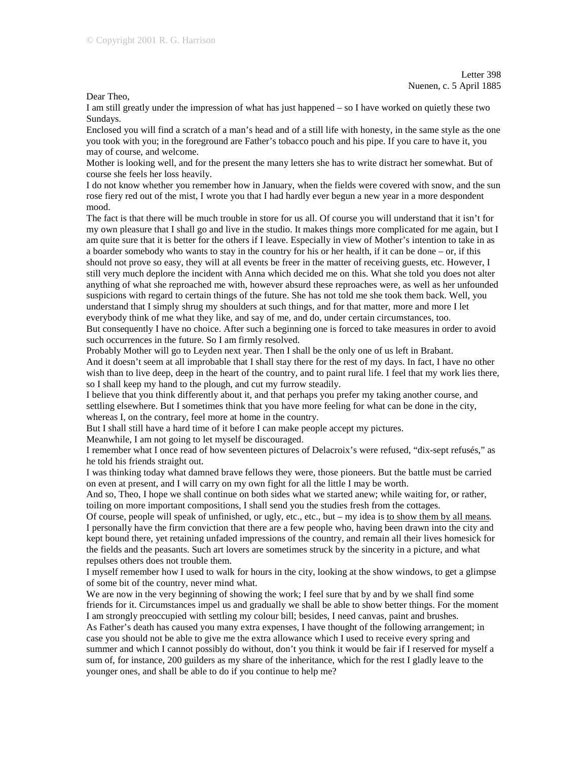Letter 398
Nuenen, c. 5 April 1885

Dear Theo,

I am still greatly under the impression of what has just happened – so I have worked on quietly these two Sundays.

Enclosed you will find a scratch of a man's head and of a still life with honesty, in the same style as the one you took with you; in the foreground are Father's tobacco pouch and his pipe. If you care to have it, you may of course, and welcome.

Mother is looking well, and for the present the many letters she has to write distract her somewhat. But of course she feels her loss heavily.

I do not know whether you remember how in January, when the fields were covered with snow, and the sun rose fiery red out of the mist, I wrote you that I had hardly ever begun a new year in a more despondent mood.

The fact is that there will be much trouble in store for us all. Of course you will understand that it isn't for my own pleasure that I shall go and live in the studio. It makes things more complicated for me again, but I am quite sure that it is better for the others if I leave. Especially in view of Mother's intention to take in as a boarder somebody who wants to stay in the country for his or her health, if it can be done – or, if this should not prove so easy, they will at all events be freer in the matter of receiving guests, etc. However, I still very much deplore the incident with Anna which decided me on this. What she told you does not alter anything of what she reproached me with, however absurd these reproaches were, as well as her unfounded suspicions with regard to certain things of the future. She has not told me she took them back. Well, you understand that I simply shrug my shoulders at such things, and for that matter, more and more I let everybody think of me what they like, and say of me, and do, under certain circumstances, too.

But consequently I have no choice. After such a beginning one is forced to take measures in order to avoid such occurrences in the future. So I am firmly resolved.

Probably Mother will go to Leyden next year. Then I shall be the only one of us left in Brabant.

And it doesn't seem at all improbable that I shall stay there for the rest of my days. In fact, I have no other wish than to live deep, deep in the heart of the country, and to paint rural life. I feel that my work lies there, so I shall keep my hand to the plough, and cut my furrow steadily.

I believe that you think differently about it, and that perhaps you prefer my taking another course, and settling elsewhere. But I sometimes think that you have more feeling for what can be done in the city, whereas I, on the contrary, feel more at home in the country.

But I shall still have a hard time of it before I can make people accept my pictures.

Meanwhile, I am not going to let myself be discouraged.

I remember what I once read of how seventeen pictures of Delacroix's were refused, "dix-sept refusés," as he told his friends straight out.

I was thinking today what damned brave fellows they were, those pioneers. But the battle must be carried on even at present, and I will carry on my own fight for all the little I may be worth.

And so, Theo, I hope we shall continue on both sides what we started anew; while waiting for, or rather, toiling on more important compositions, I shall send you the studies fresh from the cottages.

Of course, people will speak of unfinished, or ugly, etc., etc., but – my idea is <u>to show them by all means</u>.

I personally have the firm conviction that there are a few people who, having been drawn into the city and kept bound there, yet retaining unfaded impressions of the country, and remain all their lives homesick for the fields and the peasants. Such art lovers are sometimes struck by the sincerity in a picture, and what repulses others does not trouble them.

I myself remember how I used to walk for hours in the city, looking at the show windows, to get a glimpse of some bit of the country, never mind what.

We are now in the very beginning of showing the work; I feel sure that by and by we shall find some friends for it. Circumstances impel us and gradually we shall be able to show better things. For the moment I am strongly preoccupied with settling my colour bill; besides, I need canvas, paint and brushes.

As Father's death has caused you many extra expenses, I have thought of the following arrangement; in case you should not be able to give me the extra allowance which I used to receive every spring and summer and which I cannot possibly do without, don't you think it would be fair if I reserved for myself a sum of, for instance, 200 guilders as my share of the inheritance, which for the rest I gladly leave to the younger ones, and shall be able to do if you continue to help me?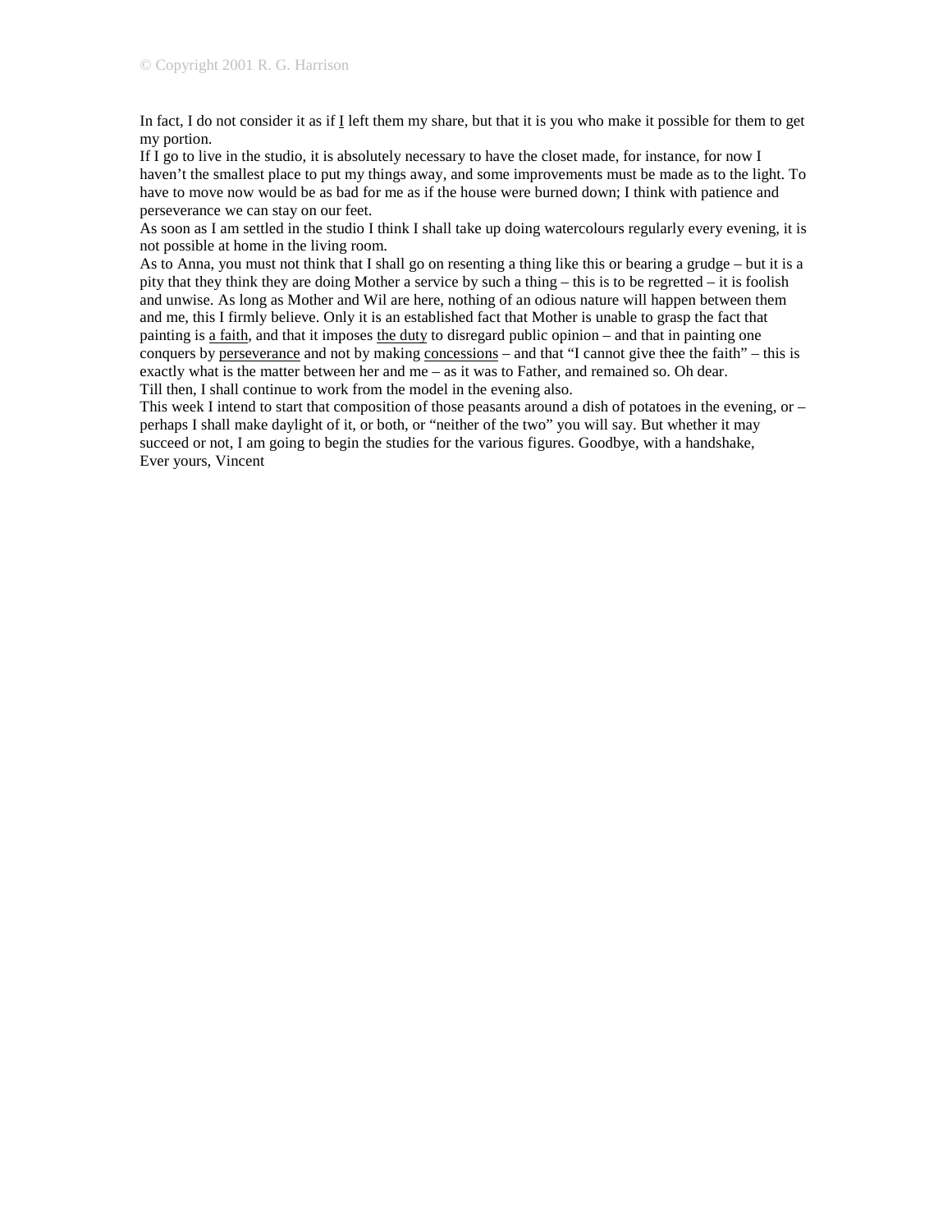In fact, I do not consider it as if <u>I</u> left them my share, but that it is you who make it possible for them to get my portion.

If I go to live in the studio, it is absolutely necessary to have the closet made, for instance, for now I haven't the smallest place to put my things away, and some improvements must be made as to the light. To have to move now would be as bad for me as if the house were burned down; I think with patience and perseverance we can stay on our feet.

As soon as I am settled in the studio I think I shall take up doing watercolours regularly every evening, it is not possible at home in the living room.

As to Anna, you must not think that I shall go on resenting a thing like this or bearing a grudge – but it is a pity that they think they are doing Mother a service by such a thing – this is to be regretted – it is foolish and unwise. As long as Mother and Wil are here, nothing of an odious nature will happen between them and me, this I firmly believe. Only it is an established fact that Mother is unable to grasp the fact that painting is <u>a faith</u>, and that it imposes <u>the duty</u> to disregard public opinion – and that in painting one conquers by <u>perseverance</u> and not by making <u>concessions</u> – and that "I cannot give thee the faith" – this is exactly what is the matter between her and me – as it was to Father, and remained so. Oh dear.

Till then, I shall continue to work from the model in the evening also.

This week I intend to start that composition of those peasants around a dish of potatoes in the evening, or – perhaps I shall make daylight of it, or both, or "neither of the two" you will say. But whether it may succeed or not, I am going to begin the studies for the various figures. Goodbye, with a handshake,

Ever yours, Vincent